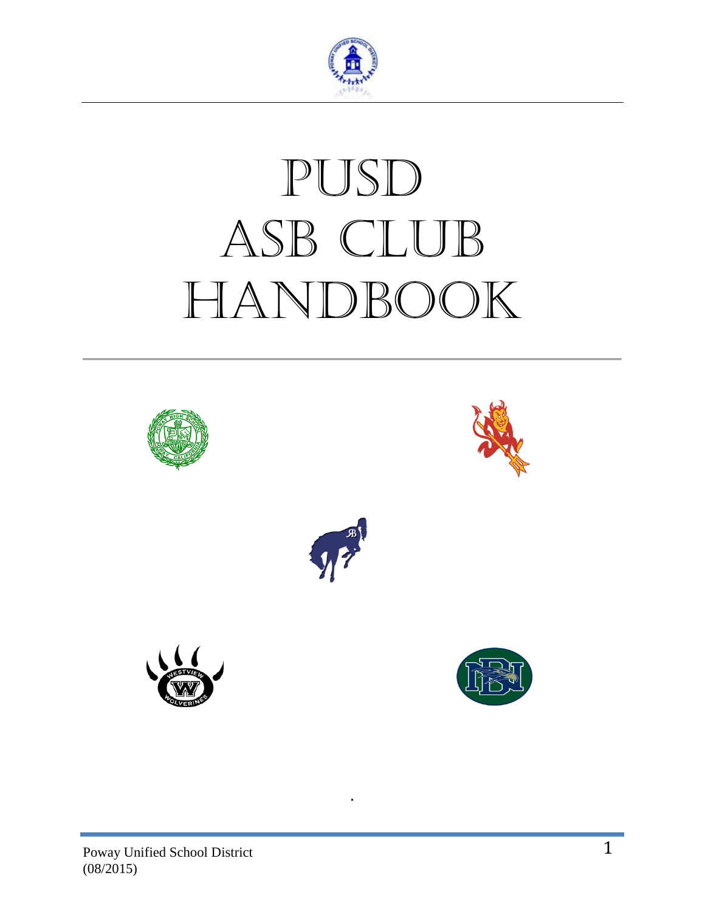# PUSD ASB CLUB HANDBOOK

.

Poway Unified School District
(08/2015)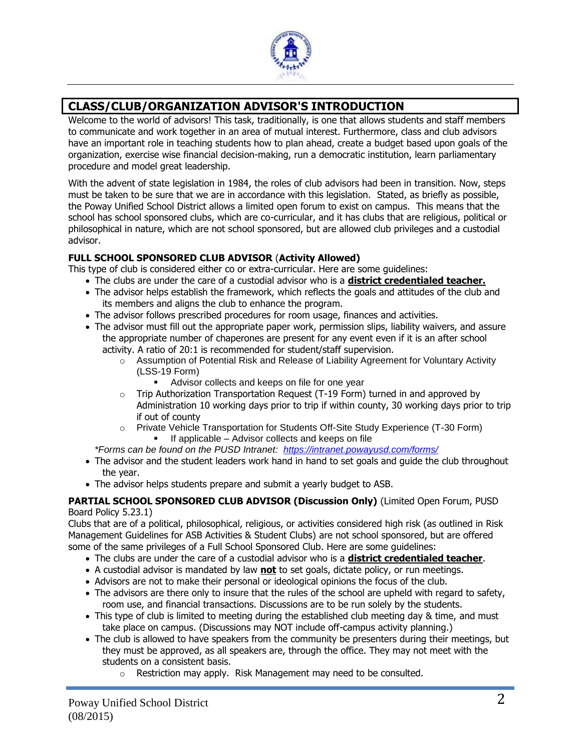## CLASS/CLUB/ORGANIZATION ADVISOR'S INTRODUCTION

Welcome to the world of advisors! This task, traditionally, is one that allows students and staff members to communicate and work together in an area of mutual interest. Furthermore, class and club advisors have an important role in teaching students how to plan ahead, create a budget based upon goals of the organization, exercise wise financial decision-making, run a democratic institution, learn parliamentary procedure and model great leadership.

With the advent of state legislation in 1984, the roles of club advisors had been in transition. Now, steps must be taken to be sure that we are in accordance with this legislation. Stated, as briefly as possible, the Poway Unified School District allows a limited open forum to exist on campus. This means that the school has school sponsored clubs, which are co-curricular, and it has clubs that are religious, political or philosophical in nature, which are not school sponsored, but are allowed club privileges and a custodial advisor.

**FULL SCHOOL SPONSORED CLUB ADVISOR (Activity Allowed)**

This type of club is considered either co or extra-curricular. Here are some guidelines:

- The clubs are under the care of a custodial advisor who is a **district credentialed teacher.**
- The advisor helps establish the framework, which reflects the goals and attitudes of the club and its members and aligns the club to enhance the program.
- The advisor follows prescribed procedures for room usage, finances and activities.
- The advisor must fill out the appropriate paper work, permission slips, liability waivers, and assure the appropriate number of chaperones are present for any event even if it is an after school activity. A ratio of 20:1 is recommended for student/staff supervision.
  - Assumption of Potential Risk and Release of Liability Agreement for Voluntary Activity (LSS-19 Form)
    - Advisor collects and keeps on file for one year
  - Trip Authorization Transportation Request (T-19 Form) turned in and approved by Administration 10 working days prior to trip if within county, 30 working days prior to trip if out of county
  - Private Vehicle Transportation for Students Off-Site Study Experience (T-30 Form)
    - If applicable – Advisor collects and keeps on file

  *\*Forms can be found on the PUSD Intranet: https://intranet.powayusd.com/forms/*
- The advisor and the student leaders work hand in hand to set goals and guide the club throughout the year.
- The advisor helps students prepare and submit a yearly budget to ASB.

**PARTIAL SCHOOL SPONSORED CLUB ADVISOR (Discussion Only)** (Limited Open Forum, PUSD Board Policy 5.23.1)

Clubs that are of a political, philosophical, religious, or activities considered high risk (as outlined in Risk Management Guidelines for ASB Activities & Student Clubs) are not school sponsored, but are offered some of the same privileges of a Full School Sponsored Club. Here are some guidelines:

- The clubs are under the care of a custodial advisor who is a **district credentialed teacher**.
- A custodial advisor is mandated by law **not** to set goals, dictate policy, or run meetings.
- Advisors are not to make their personal or ideological opinions the focus of the club.
- The advisors are there only to insure that the rules of the school are upheld with regard to safety, room use, and financial transactions. Discussions are to be run solely by the students.
- This type of club is limited to meeting during the established club meeting day & time, and must take place on campus. (Discussions may NOT include off-campus activity planning.)
- The club is allowed to have speakers from the community be presenters during their meetings, but they must be approved, as all speakers are, through the office. They may not meet with the students on a consistent basis.
  - Restriction may apply. Risk Management may need to be consulted.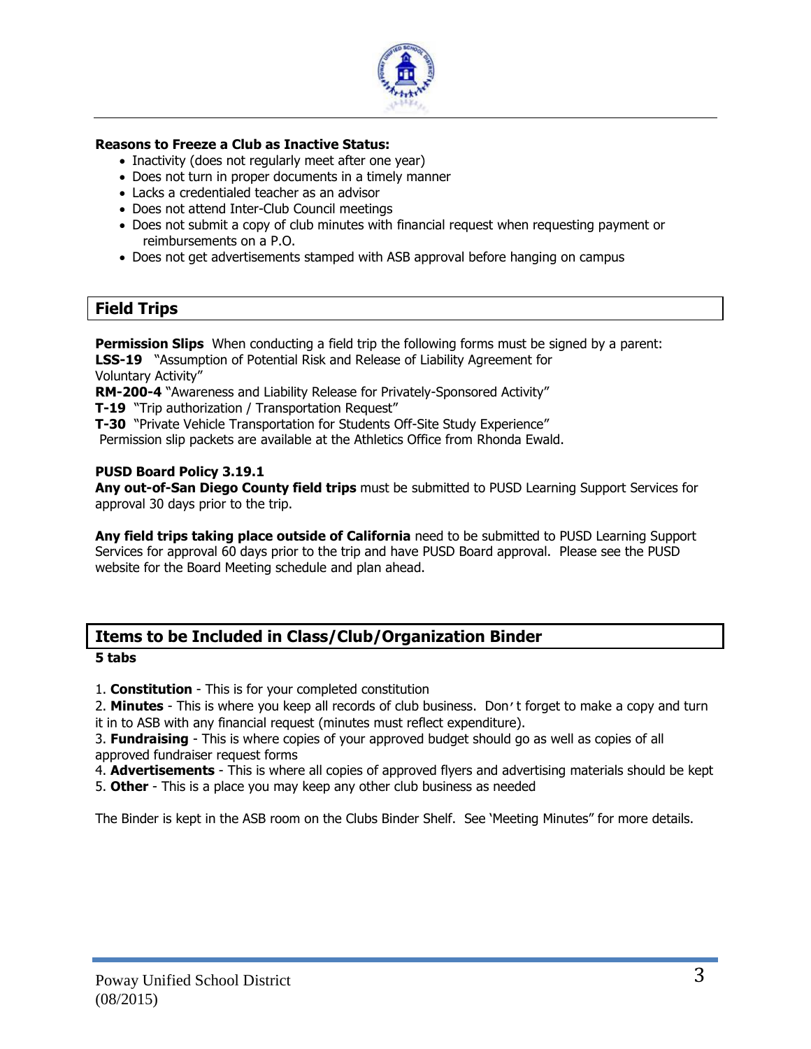**Reasons to Freeze a Club as Inactive Status:**

- Inactivity (does not regularly meet after one year)
- Does not turn in proper documents in a timely manner
- Lacks a credentialed teacher as an advisor
- Does not attend Inter-Club Council meetings
- Does not submit a copy of club minutes with financial request when requesting payment or reimbursements on a P.O.
- Does not get advertisements stamped with ASB approval before hanging on campus

## Field Trips

**Permission Slips** When conducting a field trip the following forms must be signed by a parent:
**LSS-19** "Assumption of Potential Risk and Release of Liability Agreement for Voluntary Activity"
**RM-200-4** "Awareness and Liability Release for Privately-Sponsored Activity"
**T-19** "Trip authorization / Transportation Request"
**T-30** "Private Vehicle Transportation for Students Off-Site Study Experience"
Permission slip packets are available at the Athletics Office from Rhonda Ewald.

**PUSD Board Policy 3.19.1**
**Any out-of-San Diego County field trips** must be submitted to PUSD Learning Support Services for approval 30 days prior to the trip.

**Any field trips taking place outside of California** need to be submitted to PUSD Learning Support Services for approval 60 days prior to the trip and have PUSD Board approval. Please see the PUSD website for the Board Meeting schedule and plan ahead.

## Items to be Included in Class/Club/Organization Binder

**5 tabs**

1. **Constitution** - This is for your completed constitution
2. **Minutes** - This is where you keep all records of club business. Don't forget to make a copy and turn it in to ASB with any financial request (minutes must reflect expenditure).
3. **Fundraising** - This is where copies of your approved budget should go as well as copies of all approved fundraiser request forms
4. **Advertisements** - This is where all copies of approved flyers and advertising materials should be kept
5. **Other** - This is a place you may keep any other club business as needed

The Binder is kept in the ASB room on the Clubs Binder Shelf. See 'Meeting Minutes" for more details.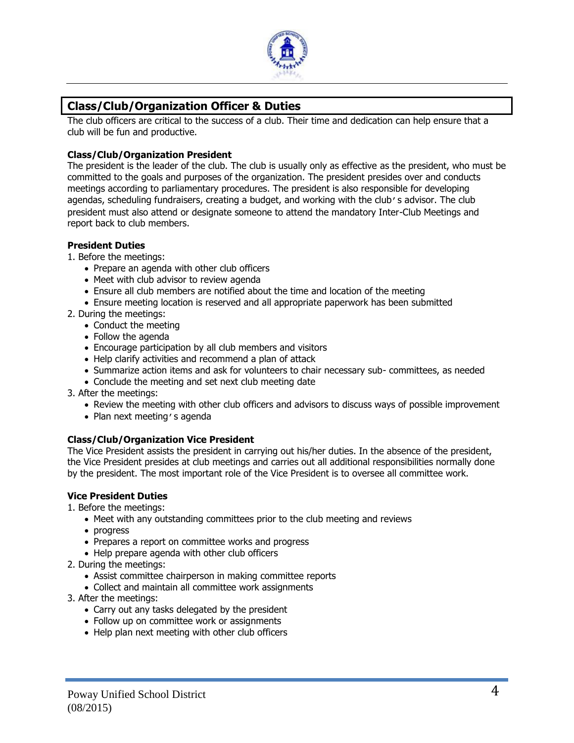## Class/Club/Organization Officer & Duties

The club officers are critical to the success of a club. Their time and dedication can help ensure that a club will be fun and productive.

### Class/Club/Organization President

The president is the leader of the club. The club is usually only as effective as the president, who must be committed to the goals and purposes of the organization. The president presides over and conducts meetings according to parliamentary procedures. The president is also responsible for developing agendas, scheduling fundraisers, creating a budget, and working with the club's advisor. The club president must also attend or designate someone to attend the mandatory Inter-Club Meetings and report back to club members.

**President Duties**

1. Before the meetings:
   - Prepare an agenda with other club officers
   - Meet with club advisor to review agenda
   - Ensure all club members are notified about the time and location of the meeting
   - Ensure meeting location is reserved and all appropriate paperwork has been submitted
2. During the meetings:
   - Conduct the meeting
   - Follow the agenda
   - Encourage participation by all club members and visitors
   - Help clarify activities and recommend a plan of attack
   - Summarize action items and ask for volunteers to chair necessary sub- committees, as needed
   - Conclude the meeting and set next club meeting date
3. After the meetings:
   - Review the meeting with other club officers and advisors to discuss ways of possible improvement
   - Plan next meeting's agenda

### Class/Club/Organization Vice President

The Vice President assists the president in carrying out his/her duties. In the absence of the president, the Vice President presides at club meetings and carries out all additional responsibilities normally done by the president. The most important role of the Vice President is to oversee all committee work.

**Vice President Duties**

1. Before the meetings:
   - Meet with any outstanding committees prior to the club meeting and reviews
   - progress
   - Prepares a report on committee works and progress
   - Help prepare agenda with other club officers
2. During the meetings:
   - Assist committee chairperson in making committee reports
   - Collect and maintain all committee work assignments
3. After the meetings:
   - Carry out any tasks delegated by the president
   - Follow up on committee work or assignments
   - Help plan next meeting with other club officers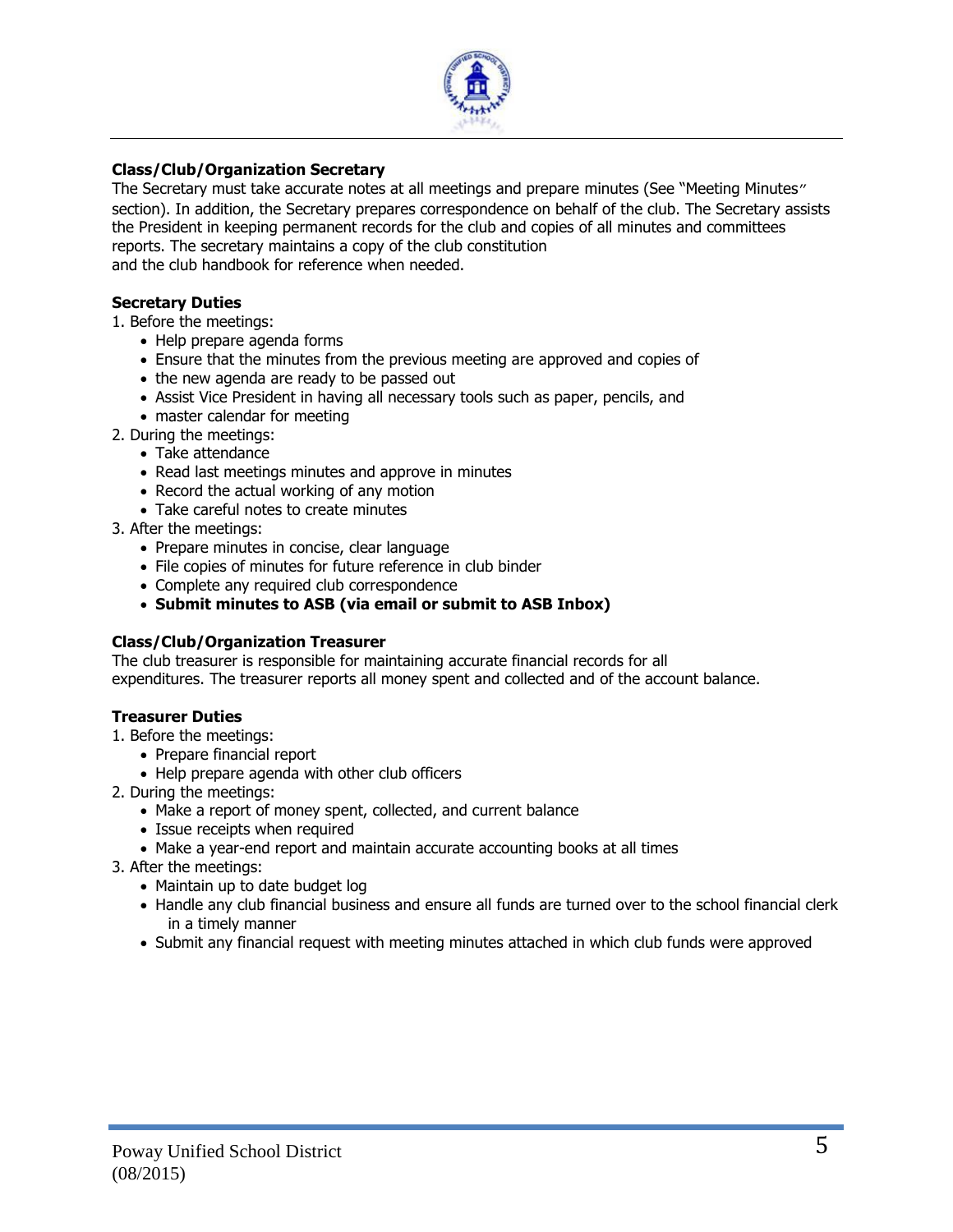**Class/Club/Organization Secretary**

The Secretary must take accurate notes at all meetings and prepare minutes (See "Meeting Minutes" section). In addition, the Secretary prepares correspondence on behalf of the club. The Secretary assists the President in keeping permanent records for the club and copies of all minutes and committees reports. The secretary maintains a copy of the club constitution and the club handbook for reference when needed.

**Secretary Duties**

1. Before the meetings:
   - Help prepare agenda forms
   - Ensure that the minutes from the previous meeting are approved and copies of
   - the new agenda are ready to be passed out
   - Assist Vice President in having all necessary tools such as paper, pencils, and
   - master calendar for meeting
2. During the meetings:
   - Take attendance
   - Read last meetings minutes and approve in minutes
   - Record the actual working of any motion
   - Take careful notes to create minutes
3. After the meetings:
   - Prepare minutes in concise, clear language
   - File copies of minutes for future reference in club binder
   - Complete any required club correspondence
   - **Submit minutes to ASB (via email or submit to ASB Inbox)**

**Class/Club/Organization Treasurer**

The club treasurer is responsible for maintaining accurate financial records for all expenditures. The treasurer reports all money spent and collected and of the account balance.

**Treasurer Duties**

1. Before the meetings:
   - Prepare financial report
   - Help prepare agenda with other club officers
2. During the meetings:
   - Make a report of money spent, collected, and current balance
   - Issue receipts when required
   - Make a year-end report and maintain accurate accounting books at all times
3. After the meetings:
   - Maintain up to date budget log
   - Handle any club financial business and ensure all funds are turned over to the school financial clerk in a timely manner
   - Submit any financial request with meeting minutes attached in which club funds were approved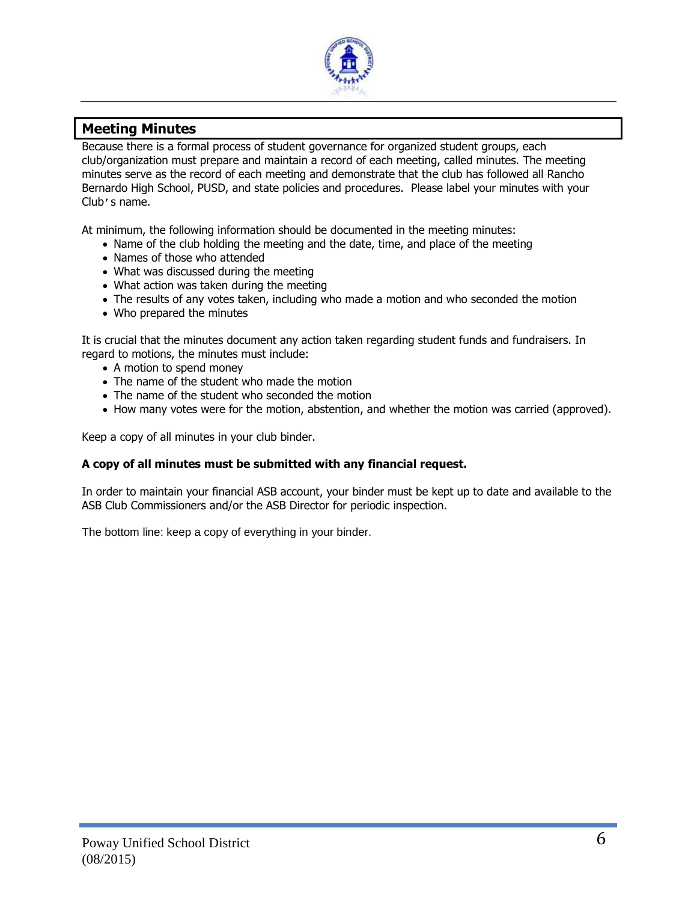## Meeting Minutes

Because there is a formal process of student governance for organized student groups, each club/organization must prepare and maintain a record of each meeting, called minutes. The meeting minutes serve as the record of each meeting and demonstrate that the club has followed all Rancho Bernardo High School, PUSD, and state policies and procedures. Please label your minutes with your Club's name.

At minimum, the following information should be documented in the meeting minutes:

- Name of the club holding the meeting and the date, time, and place of the meeting
- Names of those who attended
- What was discussed during the meeting
- What action was taken during the meeting
- The results of any votes taken, including who made a motion and who seconded the motion
- Who prepared the minutes

It is crucial that the minutes document any action taken regarding student funds and fundraisers. In regard to motions, the minutes must include:

- A motion to spend money
- The name of the student who made the motion
- The name of the student who seconded the motion
- How many votes were for the motion, abstention, and whether the motion was carried (approved).

Keep a copy of all minutes in your club binder.

**A copy of all minutes must be submitted with any financial request.**

In order to maintain your financial ASB account, your binder must be kept up to date and available to the ASB Club Commissioners and/or the ASB Director for periodic inspection.

The bottom line: keep a copy of everything in your binder.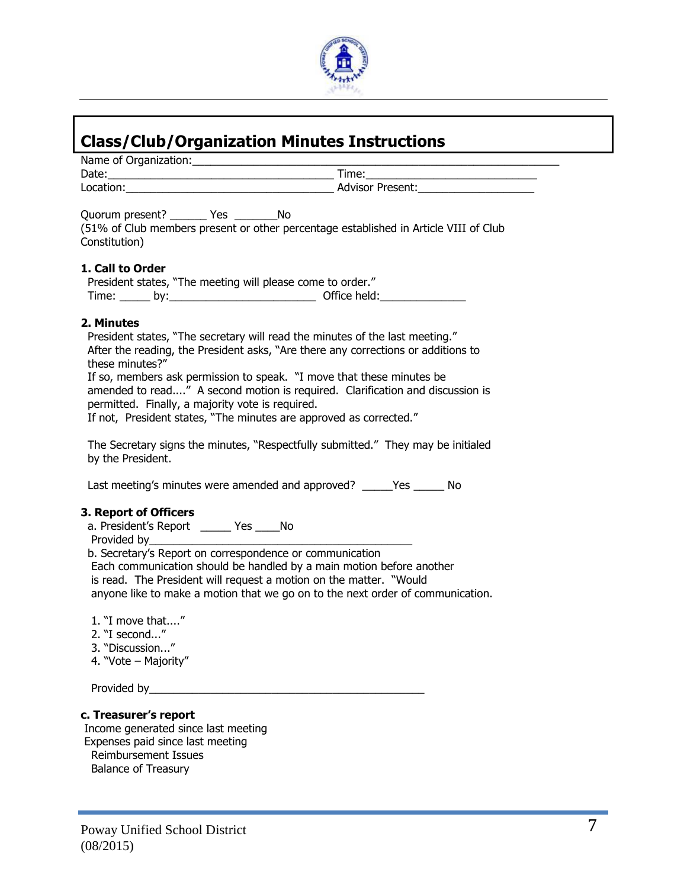## Class/Club/Organization Minutes Instructions

Name of Organization:_______________________________________________________________

Date:___________________________________ Time:____________________________

Location:_________________________________ Advisor Present:___________________

Quorum present? ______ Yes _______No

(51% of Club members present or other percentage established in Article VIII of Club Constitution)

**1. Call to Order**

President states, "The meeting will please come to order."

Time: _____ by:________________________ Office held:______________

**2. Minutes**

President states, "The secretary will read the minutes of the last meeting."

After the reading, the President asks, "Are there any corrections or additions to these minutes?"

If so, members ask permission to speak. "I move that these minutes be amended to read...." A second motion is required. Clarification and discussion is permitted. Finally, a majority vote is required.

If not, President states, "The minutes are approved as corrected."

The Secretary signs the minutes, "Respectfully submitted." They may be initialed by the President.

Last meeting's minutes were amended and approved? _____Yes _____ No

**3. Report of Officers**

a. President's Report _____ Yes ____No

Provided by____________________________________________

b. Secretary's Report on correspondence or communication

Each communication should be handled by a main motion before another is read. The President will request a motion on the matter. "Would anyone like to make a motion that we go on to the next order of communication.

1. "I move that...."
2. "I second..."
3. "Discussion..."
4. "Vote – Majority"

Provided by______________________________________________

**c. Treasurer's report**

Income generated since last meeting

Expenses paid since last meeting

Reimbursement Issues

Balance of Treasury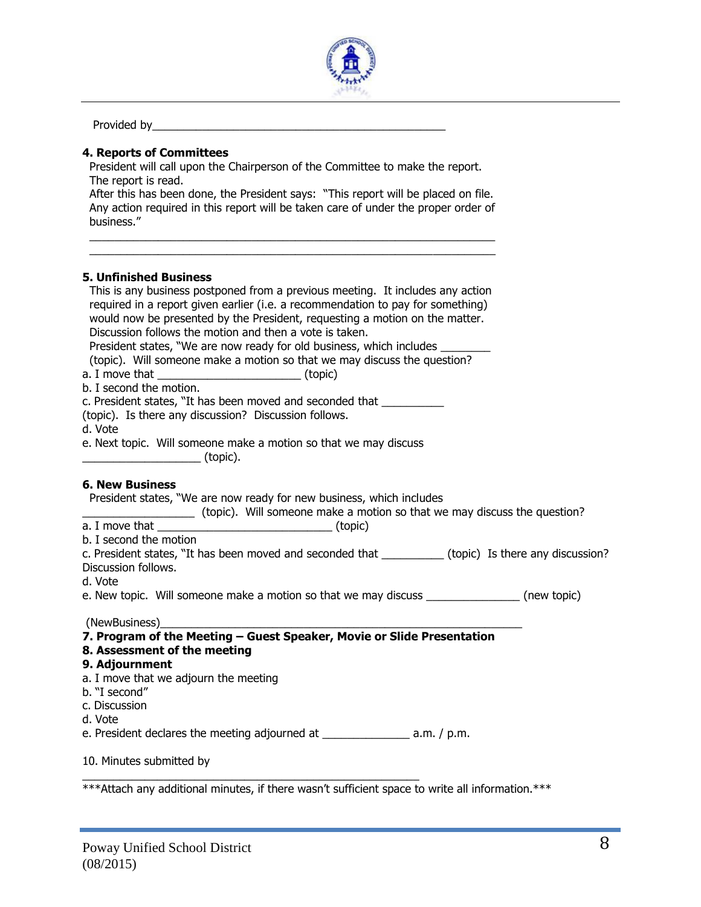Provided by___________________________________________________

**4. Reports of Committees**

President will call upon the Chairperson of the Committee to make the report. The report is read.

After this has been done, the President says: "This report will be placed on file. Any action required in this report will be taken care of under the proper order of business."

______________________________________________________________________

______________________________________________________________________

**5. Unfinished Business**

This is any business postponed from a previous meeting. It includes any action required in a report given earlier (i.e. a recommendation to pay for something) would now be presented by the President, requesting a motion on the matter. Discussion follows the motion and then a vote is taken.

President states, "We are now ready for old business, which includes ________ (topic). Will someone make a motion so that we may discuss the question?

a. I move that _______________________ (topic)

b. I second the motion.

c. President states, "It has been moved and seconded that __________ (topic). Is there any discussion? Discussion follows.

d. Vote

e. Next topic. Will someone make a motion so that we may discuss ___________________ (topic).

**6. New Business**

President states, "We are now ready for new business, which includes __________________ (topic). Will someone make a motion so that we may discuss the question?

a. I move that ____________________________ (topic)

b. I second the motion

c. President states, "It has been moved and seconded that __________ (topic) Is there any discussion? Discussion follows.

d. Vote

e. New topic. Will someone make a motion so that we may discuss _______________ (new topic)

(NewBusiness)____________________________________________________________

**7. Program of the Meeting – Guest Speaker, Movie or Slide Presentation**

**8. Assessment of the meeting**

**9. Adjournment**

a. I move that we adjourn the meeting

b. "I second"

c. Discussion

d. Vote

e. President declares the meeting adjourned at ______________ a.m. / p.m.

10. Minutes submitted by

_______________________________________________________

***Attach any additional minutes, if there wasn't sufficient space to write all information.***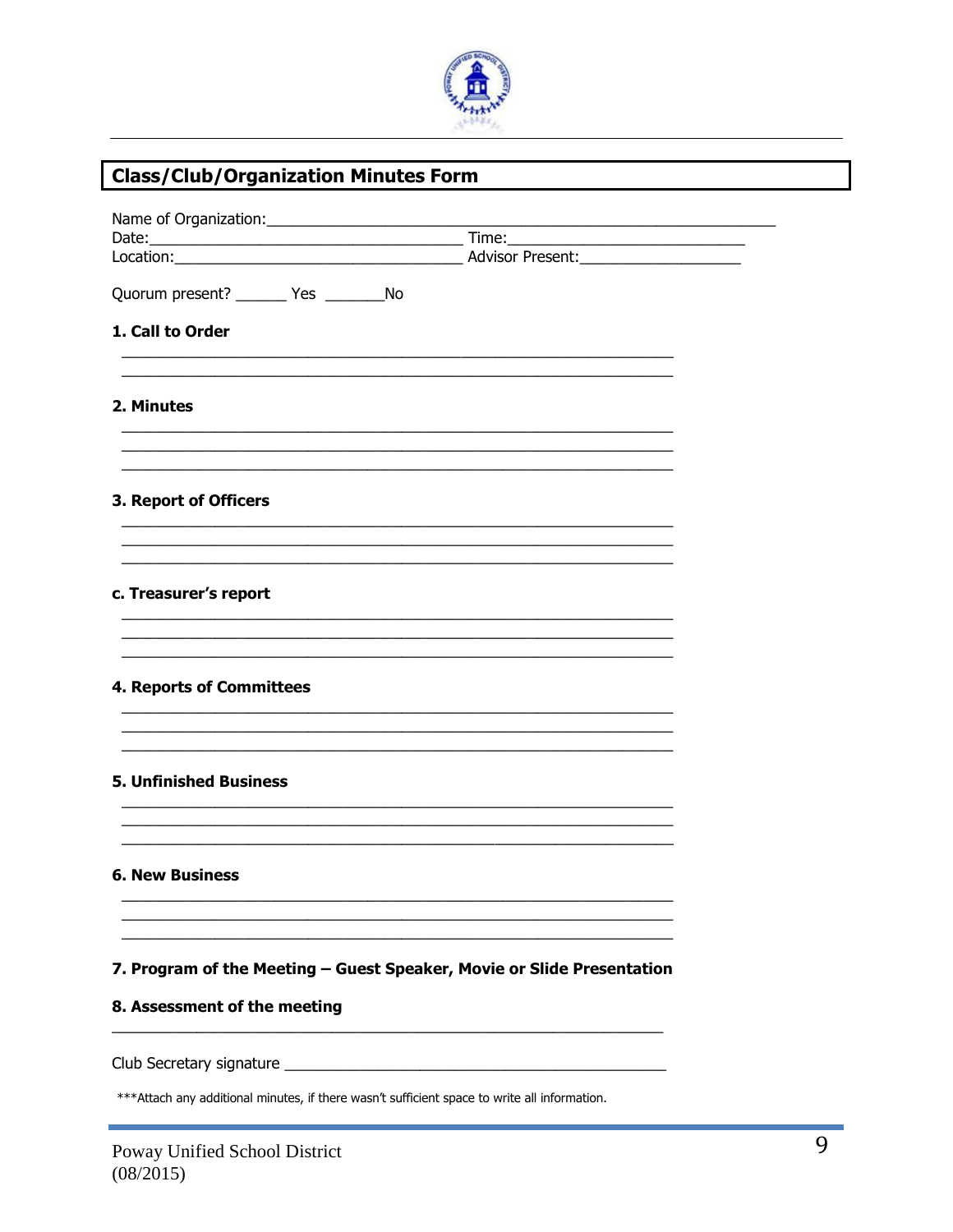## Class/Club/Organization Minutes Form

Name of Organization:_______________________________________________

Date:_________________________________ Time:___________________________

Location:_______________________________ Advisor Present:__________________

Quorum present? ______ Yes _______No

**1. Call to Order**

_______________________________________________________________

_______________________________________________________________

**2. Minutes**

_______________________________________________________________

_______________________________________________________________

_______________________________________________________________

**3. Report of Officers**

_______________________________________________________________

_______________________________________________________________

_______________________________________________________________

**c. Treasurer's report**

_______________________________________________________________

_______________________________________________________________

_______________________________________________________________

**4. Reports of Committees**

_______________________________________________________________

_______________________________________________________________

_______________________________________________________________

**5. Unfinished Business**

_______________________________________________________________

_______________________________________________________________

_______________________________________________________________

**6. New Business**

_______________________________________________________________

_______________________________________________________________

_______________________________________________________________

**7. Program of the Meeting – Guest Speaker, Movie or Slide Presentation**

**8. Assessment of the meeting**

_______________________________________________________________

Club Secretary signature ___________________________________________

***Attach any additional minutes, if there wasn't sufficient space to write all information.

Poway Unified School District
(08/2015)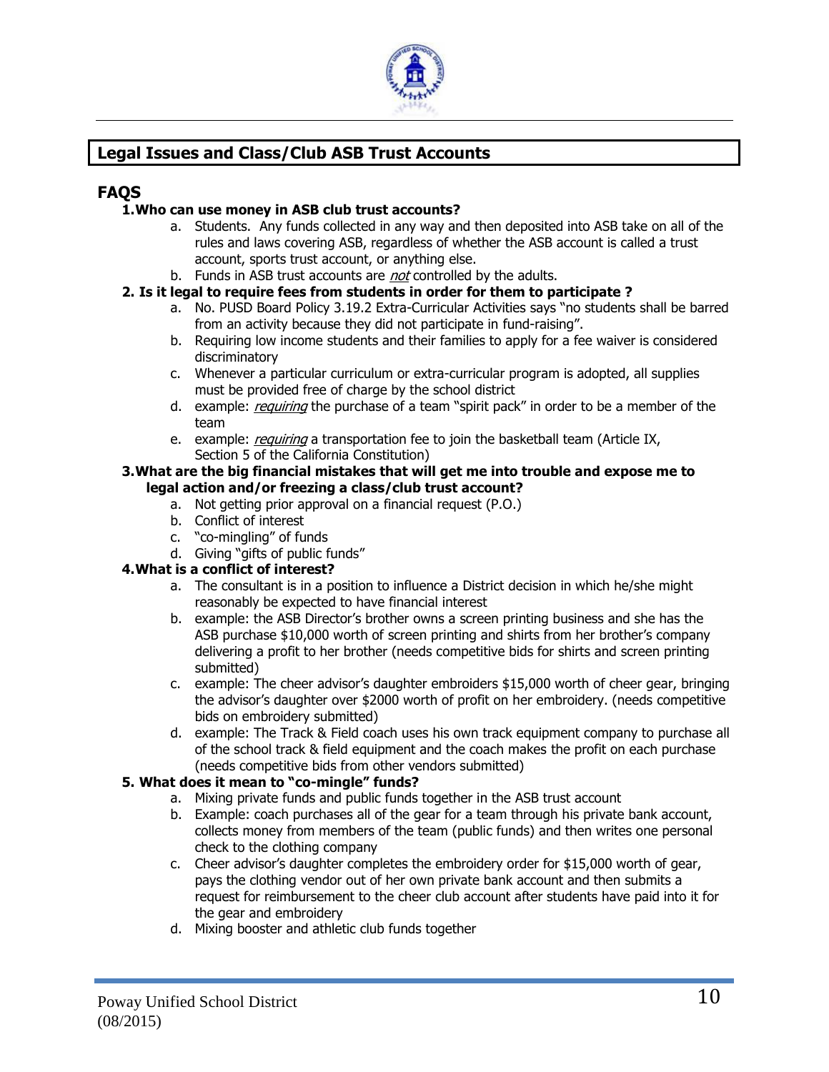## Legal Issues and Class/Club ASB Trust Accounts

### FAQS

**1. Who can use money in ASB club trust accounts?**

a. Students. Any funds collected in any way and then deposited into ASB take on all of the rules and laws covering ASB, regardless of whether the ASB account is called a trust account, sports trust account, or anything else.
b. Funds in ASB trust accounts are *not* controlled by the adults.

**2. Is it legal to require fees from students in order for them to participate ?**

a. No. PUSD Board Policy 3.19.2 Extra-Curricular Activities says "no students shall be barred from an activity because they did not participate in fund-raising".
b. Requiring low income students and their families to apply for a fee waiver is considered discriminatory
c. Whenever a particular curriculum or extra-curricular program is adopted, all supplies must be provided free of charge by the school district
d. example: *requiring* the purchase of a team "spirit pack" in order to be a member of the team
e. example: *requiring* a transportation fee to join the basketball team (Article IX, Section 5 of the California Constitution)

**3. What are the big financial mistakes that will get me into trouble and expose me to legal action and/or freezing a class/club trust account?**

a. Not getting prior approval on a financial request (P.O.)
b. Conflict of interest
c. "co-mingling" of funds
d. Giving "gifts of public funds"

**4. What is a conflict of interest?**

a. The consultant is in a position to influence a District decision in which he/she might reasonably be expected to have financial interest
b. example: the ASB Director's brother owns a screen printing business and she has the ASB purchase $10,000 worth of screen printing and shirts from her brother's company delivering a profit to her brother (needs competitive bids for shirts and screen printing submitted)
c. example: The cheer advisor's daughter embroiders $15,000 worth of cheer gear, bringing the advisor's daughter over $2000 worth of profit on her embroidery. (needs competitive bids on embroidery submitted)
d. example: The Track & Field coach uses his own track equipment company to purchase all of the school track & field equipment and the coach makes the profit on each purchase (needs competitive bids from other vendors submitted)

**5. What does it mean to "co-mingle" funds?**

a. Mixing private funds and public funds together in the ASB trust account
b. Example: coach purchases all of the gear for a team through his private bank account, collects money from members of the team (public funds) and then writes one personal check to the clothing company
c. Cheer advisor's daughter completes the embroidery order for $15,000 worth of gear, pays the clothing vendor out of her own private bank account and then submits a request for reimbursement to the cheer club account after students have paid into it for the gear and embroidery
d. Mixing booster and athletic club funds together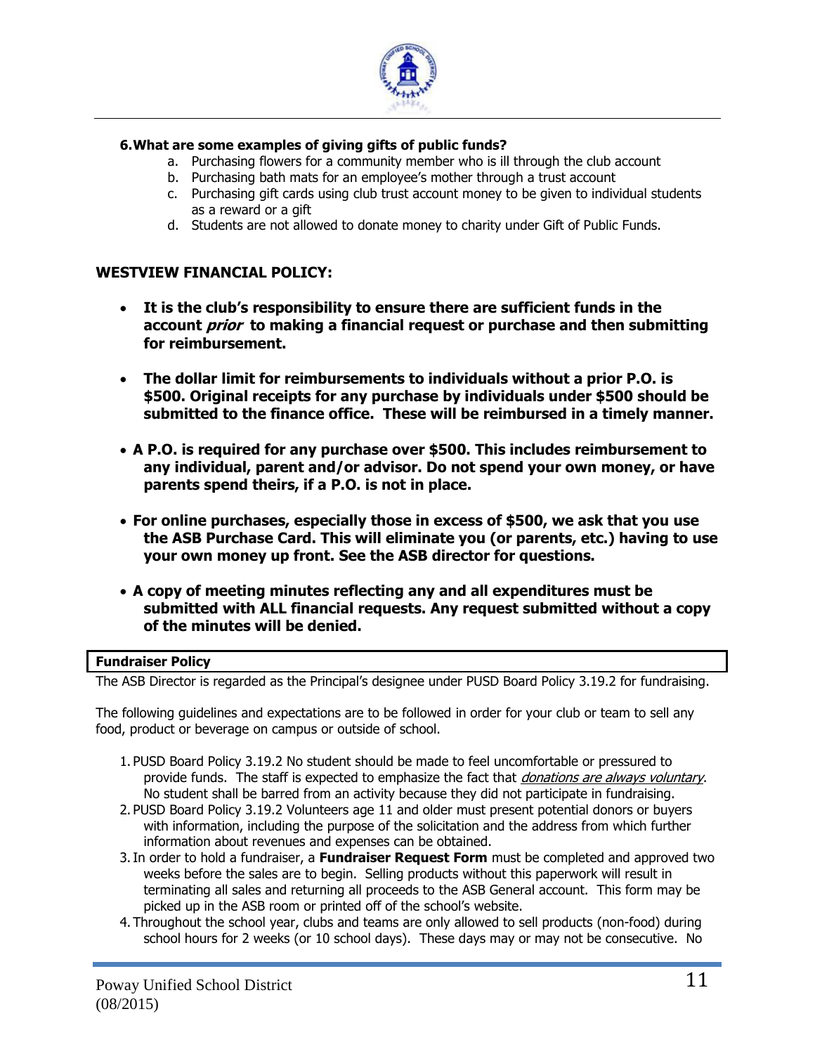**6. What are some examples of giving gifts of public funds?**

a. Purchasing flowers for a community member who is ill through the club account
b. Purchasing bath mats for an employee's mother through a trust account
c. Purchasing gift cards using club trust account money to be given to individual students as a reward or a gift
d. Students are not allowed to donate money to charity under Gift of Public Funds.

## WESTVIEW FINANCIAL POLICY:

- **It is the club's responsibility to ensure there are sufficient funds in the account *prior* to making a financial request or purchase and then submitting for reimbursement.**
- **The dollar limit for reimbursements to individuals without a prior P.O. is $500. Original receipts for any purchase by individuals under $500 should be submitted to the finance office. These will be reimbursed in a timely manner.**
- **A P.O. is required for any purchase over $500. This includes reimbursement to any individual, parent and/or advisor. Do not spend your own money, or have parents spend theirs, if a P.O. is not in place.**
- **For online purchases, especially those in excess of $500, we ask that you use the ASB Purchase Card. This will eliminate you (or parents, etc.) having to use your own money up front. See the ASB director for questions.**
- **A copy of meeting minutes reflecting any and all expenditures must be submitted with ALL financial requests. Any request submitted without a copy of the minutes will be denied.**

### Fundraiser Policy

The ASB Director is regarded as the Principal's designee under PUSD Board Policy 3.19.2 for fundraising.

The following guidelines and expectations are to be followed in order for your club or team to sell any food, product or beverage on campus or outside of school.

1. PUSD Board Policy 3.19.2 No student should be made to feel uncomfortable or pressured to provide funds. The staff is expected to emphasize the fact that *donations are always voluntary*. No student shall be barred from an activity because they did not participate in fundraising.
2. PUSD Board Policy 3.19.2 Volunteers age 11 and older must present potential donors or buyers with information, including the purpose of the solicitation and the address from which further information about revenues and expenses can be obtained.
3. In order to hold a fundraiser, a **Fundraiser Request Form** must be completed and approved two weeks before the sales are to begin. Selling products without this paperwork will result in terminating all sales and returning all proceeds to the ASB General account. This form may be picked up in the ASB room or printed off of the school's website.
4. Throughout the school year, clubs and teams are only allowed to sell products (non-food) during school hours for 2 weeks (or 10 school days). These days may or may not be consecutive. No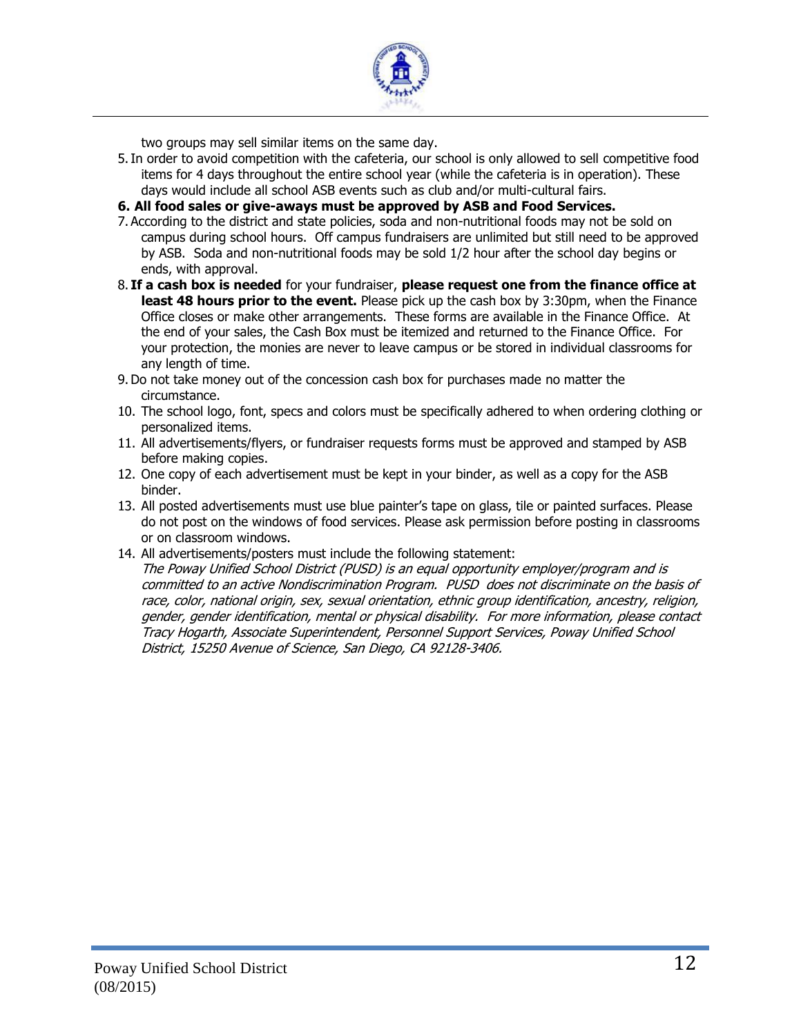two groups may sell similar items on the same day.

5. In order to avoid competition with the cafeteria, our school is only allowed to sell competitive food items for 4 days throughout the entire school year (while the cafeteria is in operation). These days would include all school ASB events such as club and/or multi-cultural fairs.
6. **All food sales or give-aways must be approved by ASB and Food Services.**
7. According to the district and state policies, soda and non-nutritional foods may not be sold on campus during school hours. Off campus fundraisers are unlimited but still need to be approved by ASB. Soda and non-nutritional foods may be sold 1/2 hour after the school day begins or ends, with approval.
8. **If a cash box is needed** for your fundraiser, **please request one from the finance office at least 48 hours prior to the event.** Please pick up the cash box by 3:30pm, when the Finance Office closes or make other arrangements. These forms are available in the Finance Office. At the end of your sales, the Cash Box must be itemized and returned to the Finance Office. For your protection, the monies are never to leave campus or be stored in individual classrooms for any length of time.
9. Do not take money out of the concession cash box for purchases made no matter the circumstance.
10. The school logo, font, specs and colors must be specifically adhered to when ordering clothing or personalized items.
11. All advertisements/flyers, or fundraiser requests forms must be approved and stamped by ASB before making copies.
12. One copy of each advertisement must be kept in your binder, as well as a copy for the ASB binder.
13. All posted advertisements must use blue painter's tape on glass, tile or painted surfaces. Please do not post on the windows of food services. Please ask permission before posting in classrooms or on classroom windows.
14. All advertisements/posters must include the following statement:
    *The Poway Unified School District (PUSD) is an equal opportunity employer/program and is committed to an active Nondiscrimination Program. PUSD does not discriminate on the basis of race, color, national origin, sex, sexual orientation, ethnic group identification, ancestry, religion, gender, gender identification, mental or physical disability. For more information, please contact Tracy Hogarth, Associate Superintendent, Personnel Support Services, Poway Unified School District, 15250 Avenue of Science, San Diego, CA 92128-3406.*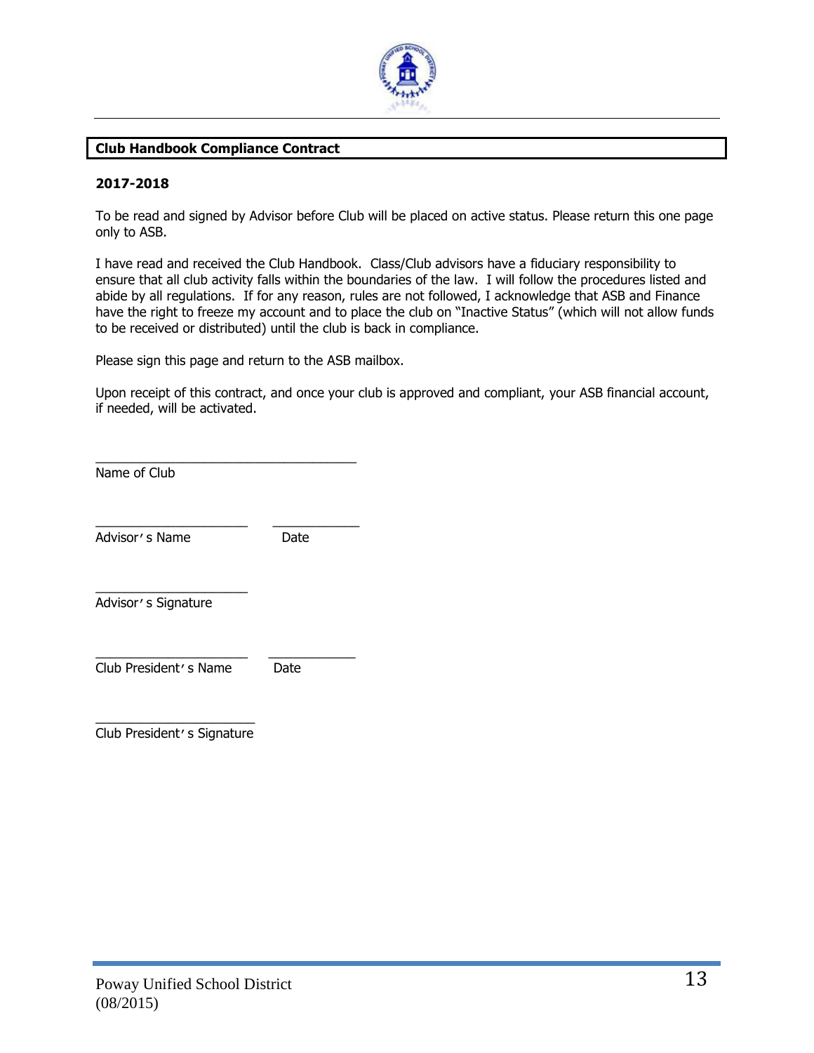## Club Handbook Compliance Contract

**2017-2018**

To be read and signed by Advisor before Club will be placed on active status. Please return this one page only to ASB.

I have read and received the Club Handbook. Class/Club advisors have a fiduciary responsibility to ensure that all club activity falls within the boundaries of the law. I will follow the procedures listed and abide by all regulations. If for any reason, rules are not followed, I acknowledge that ASB and Finance have the right to freeze my account and to place the club on "Inactive Status" (which will not allow funds to be received or distributed) until the club is back in compliance.

Please sign this page and return to the ASB mailbox.

Upon receipt of this contract, and once your club is approved and compliant, your ASB financial account, if needed, will be activated.

\_\_\_\_\_\_\_\_\_\_\_\_\_\_\_\_\_\_\_\_\_\_\_\_\_\_\_\_\_\_\_\_\_\_\_\_
Name of Club

\_\_\_\_\_\_\_\_\_\_\_\_\_\_\_\_\_\_\_\_\_\_ \_\_\_\_\_\_\_\_\_\_\_\_
Advisor's Name Date

\_\_\_\_\_\_\_\_\_\_\_\_\_\_\_\_\_\_\_\_\_\_
Advisor's Signature

\_\_\_\_\_\_\_\_\_\_\_\_\_\_\_\_\_\_\_\_\_\_ \_\_\_\_\_\_\_\_\_\_\_\_
Club President's Name Date

\_\_\_\_\_\_\_\_\_\_\_\_\_\_\_\_\_\_\_\_\_\_
Club President's Signature

Poway Unified School District
(08/2015)